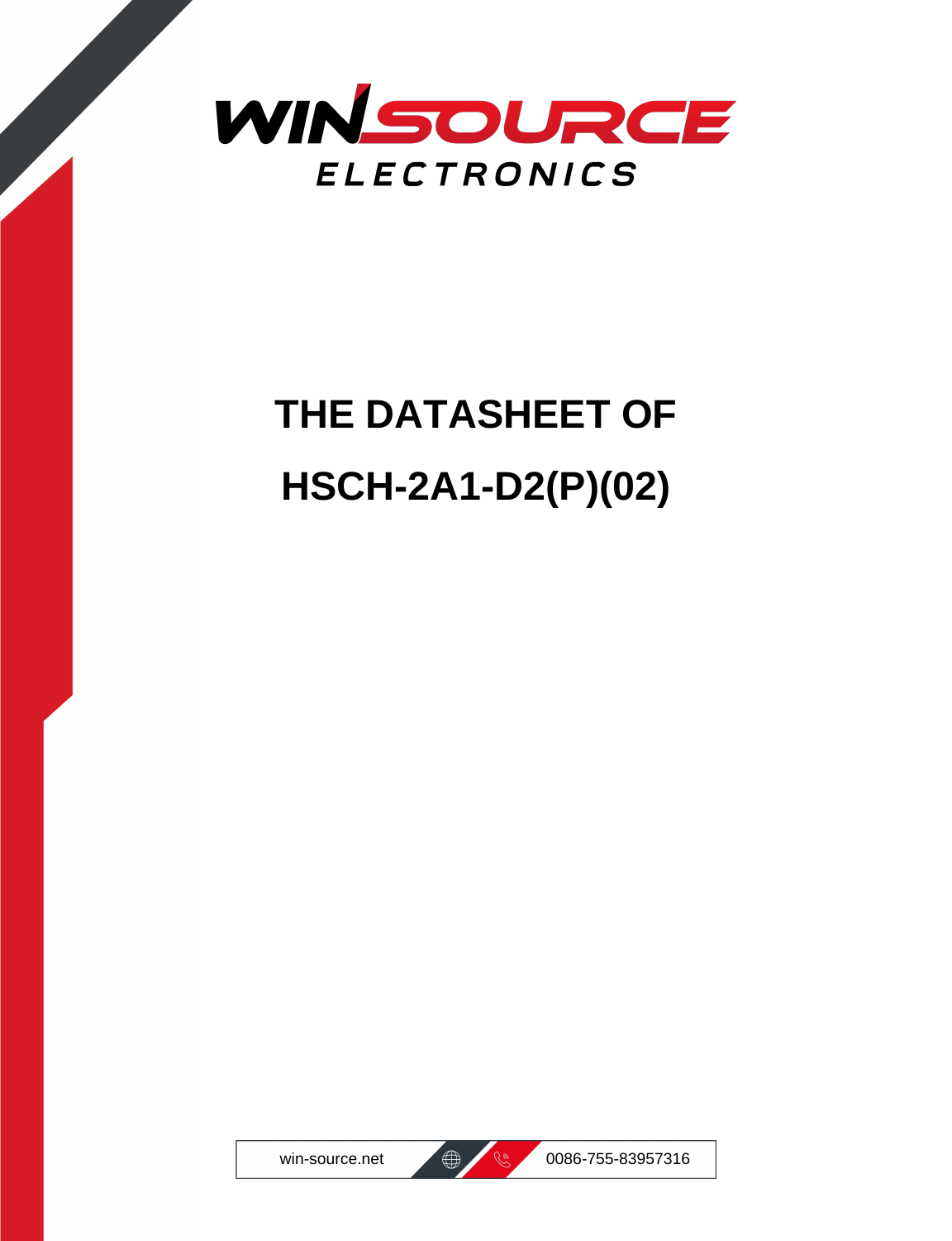WINSOURCE

ELECTRONICS

# THE DATASHEET OF

# HSCH-2A1-D2(P)(02)

win-source.net 0086-755-83957316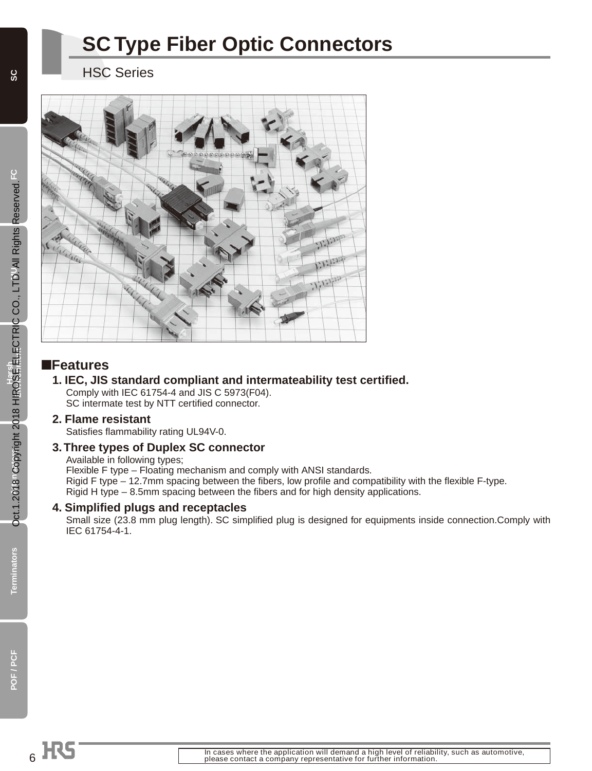# SC Type Fiber Optic Connectors

HSC Series

## ■Features

**1. IEC, JIS standard compliant and intermateability test certified.**

Comply with IEC 61754-4 and JIS C 5973(F04).
SC intermate test by NTT certified connector.

**2. Flame resistant**

Satisfies flammability rating UL94V-0.

**3. Three types of Duplex SC connector**

Available in following types;
Flexible F type – Floating mechanism and comply with ANSI standards.
Rigid F type – 12.7mm spacing between the fibers, low profile and compatibility with the flexible F-type.
Rigid H type – 8.5mm spacing between the fibers and for high density applications.

**4. Simplified plugs and receptacles**

Small size (23.8 mm plug length). SC simplified plug is designed for equipments inside connection.Comply with IEC 61754-4-1.

In cases where the application will demand a high level of reliability, such as automotive, please contact a company representative for further information.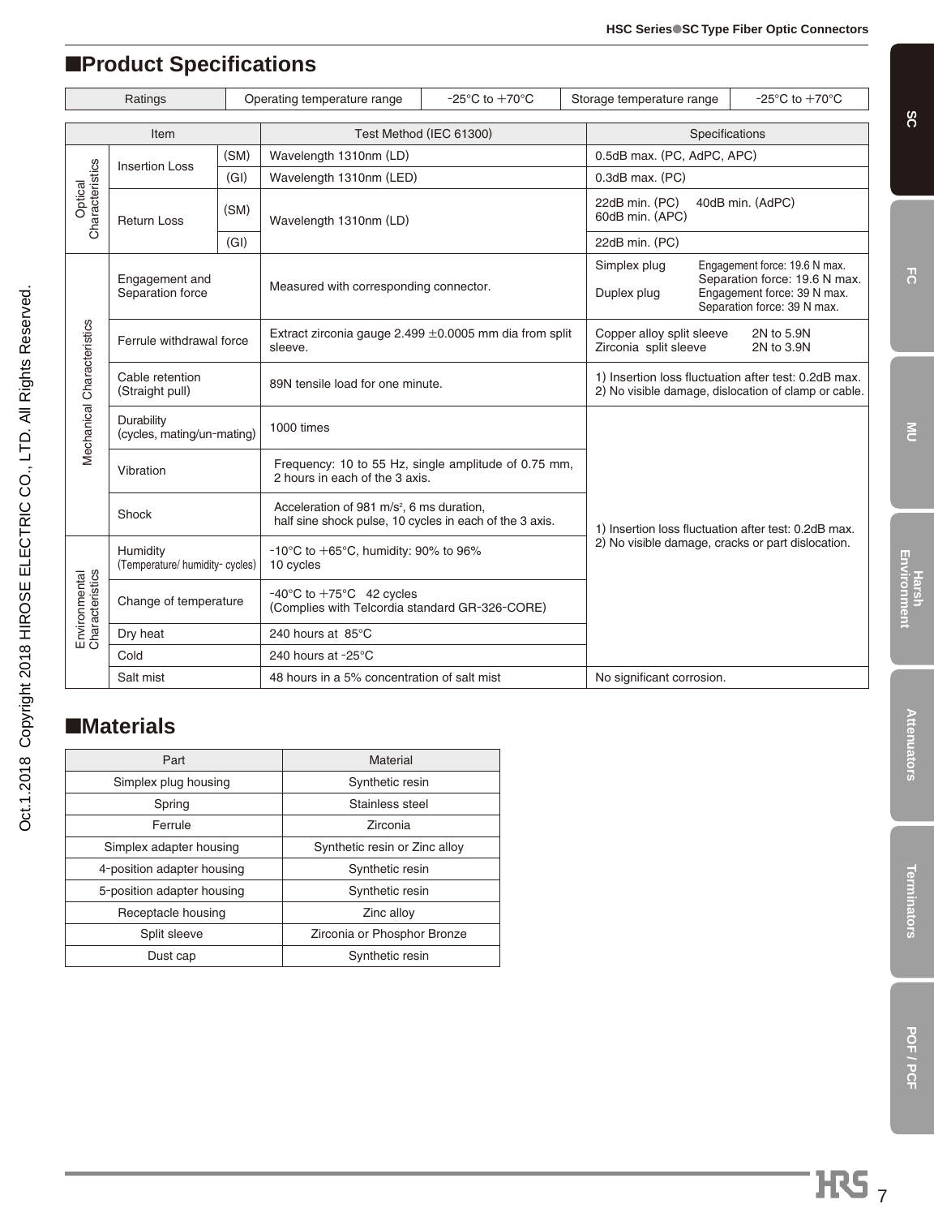## ■Product Specifications

| Ratings | Operating temperature range | -25°C to +70°C | Storage temperature range | -25°C to +70°C |
|---|---|---|---|---|

| Item | | | Test Method (IEC 61300) | Specifications |
|---|---|---|---|---|
| Optical Characteristics | Insertion Loss | (SM) | Wavelength 1310nm (LD) | 0.5dB max. (PC, AdPC, APC) |
| | | (GI) | Wavelength 1310nm (LED) | 0.3dB max. (PC) |
| | Return Loss | (SM) | Wavelength 1310nm (LD) | 22dB min. (PC) 40dB min. (AdPC) 60dB min. (APC) |
| | | (GI) | | 22dB min. (PC) |
| Mechanical Characteristics | Engagement and Separation force | | Measured with corresponding connector. | Simplex plug: Engagement force: 19.6 N max. Separation force: 19.6 N max. Duplex plug: Engagement force: 39 N max. Separation force: 39 N max. |
| | Ferrule withdrawal force | | Extract zirconia gauge 2.499 ±0.0005 mm dia from split sleeve. | Copper alloy split sleeve 2N to 5.9N Zirconia split sleeve 2N to 3.9N |
| | Cable retention (Straight pull) | | 89N tensile load for one minute. | 1) Insertion loss fluctuation after test: 0.2dB max. 2) No visible damage, dislocation of clamp or cable. |
| | Durability (cycles, mating/un-mating) | | 1000 times | 1) Insertion loss fluctuation after test: 0.2dB max. 2) No visible damage, cracks or part dislocation. |
| | Vibration | | Frequency: 10 to 55 Hz, single amplitude of 0.75 mm, 2 hours in each of the 3 axis. | |
| | Shock | | Acceleration of 981 m/s², 6 ms duration, half sine shock pulse, 10 cycles in each of the 3 axis. | |
| Environmental Characteristics | Humidity (Temperature/ humidity- cycles) | | -10°C to +65°C, humidity: 90% to 96% 10 cycles | |
| | Change of temperature | | -40°C to +75°C 42 cycles (Complies with Telcordia standard GR-326-CORE) | |
| | Dry heat | | 240 hours at 85°C | |
| | Cold | | 240 hours at -25°C | |
| | Salt mist | | 48 hours in a 5% concentration of salt mist | No significant corrosion. |

## ■Materials

| Part | Material |
|---|---|
| Simplex plug housing | Synthetic resin |
| Spring | Stainless steel |
| Ferrule | Zirconia |
| Simplex adapter housing | Synthetic resin or Zinc alloy |
| 4-position adapter housing | Synthetic resin |
| 5-position adapter housing | Synthetic resin |
| Receptacle housing | Zinc alloy |
| Split sleeve | Zirconia or Phosphor Bronze |
| Dust cap | Synthetic resin |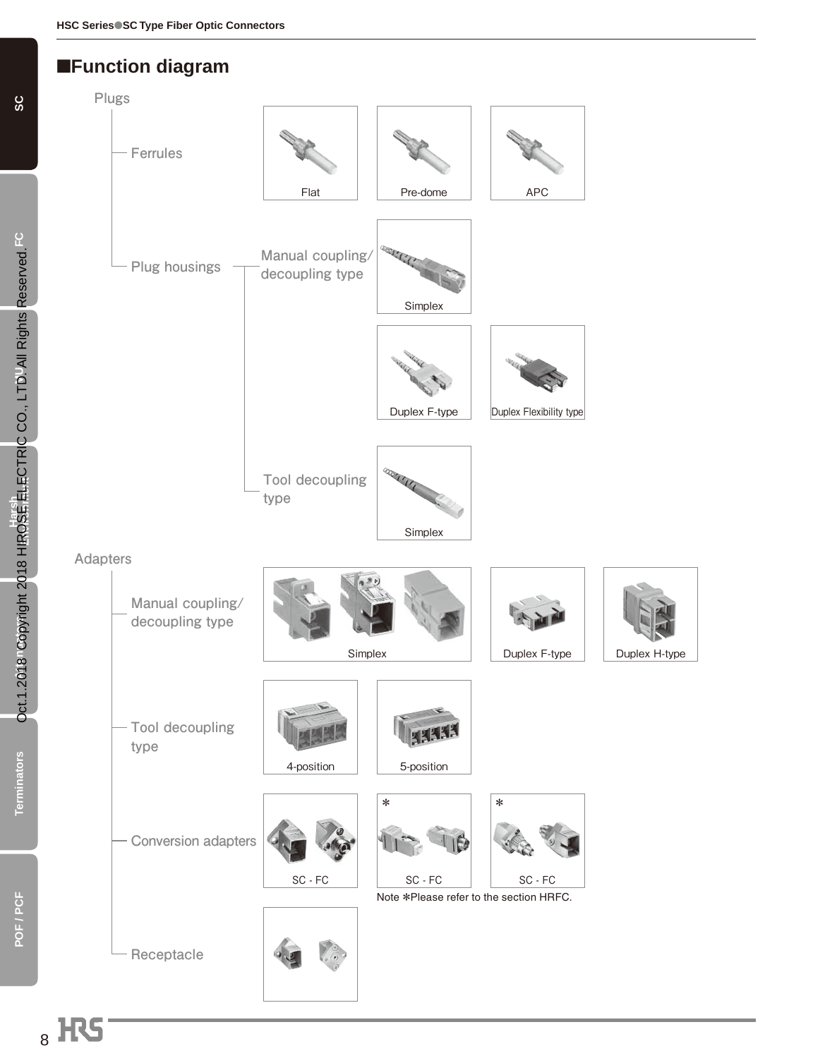## ■Function diagram

Plugs

- Ferrules
  - Flat
  - Pre-dome
  - APC
- Plug housings
  - Manual coupling/decoupling type
    - Simplex
    - Duplex F-type
    - Duplex Flexibility type
  - Tool decoupling type
    - Simplex

Adapters

- Manual coupling/decoupling type
  - Simplex
  - Duplex F-type
  - Duplex H-type
- Tool decoupling type
  - 4-position
  - 5-position
- Conversion adapters
  - SC - FC
  - SC - FC *
  - SC - FC *
- Receptacle

Note *Please refer to the section HRFC.

Oct.1.2018 Copyright 2018 HIROSE ELECTRIC CO., LTD. All Rights Reserved.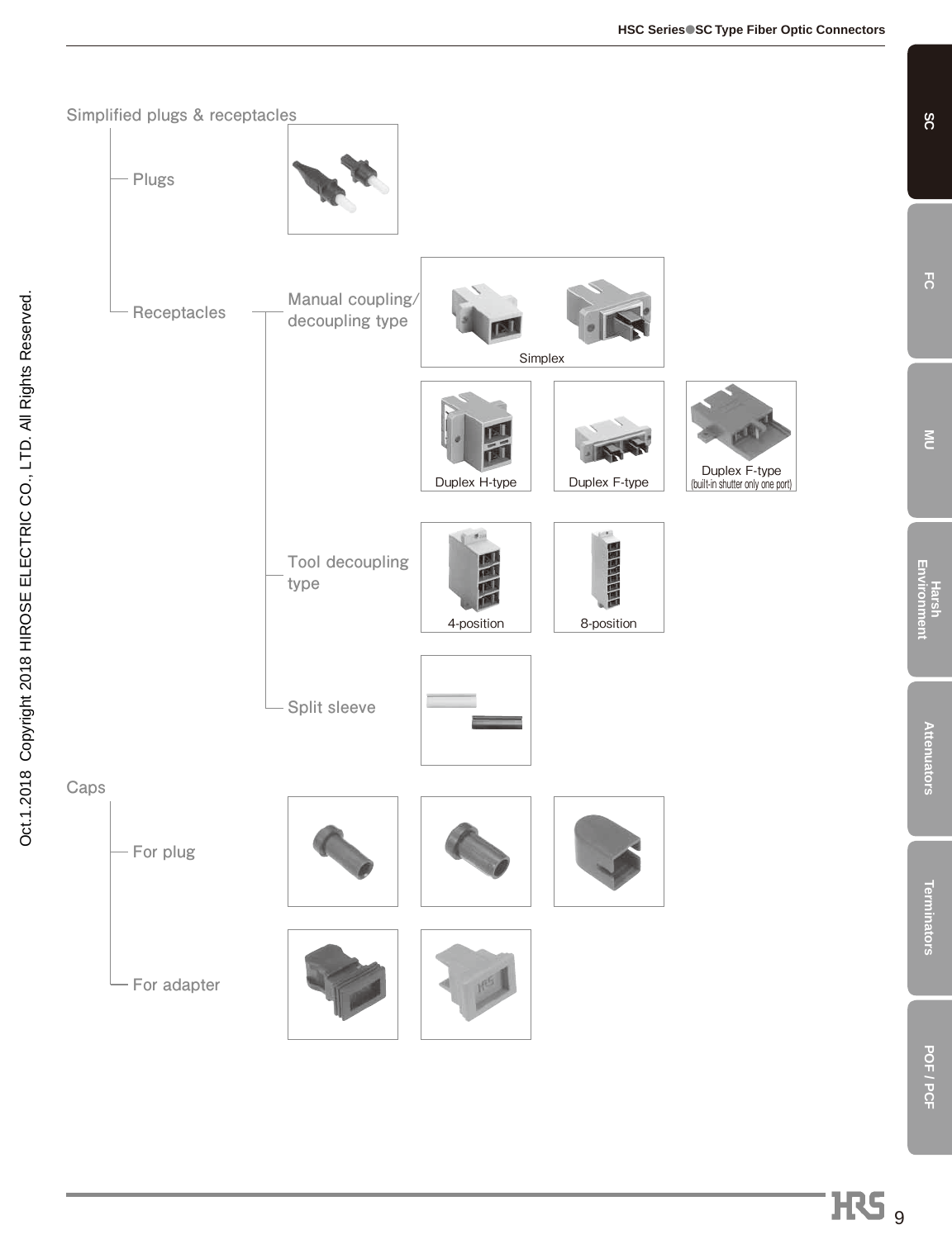## Simplified plugs & receptacles

- Plugs
- Receptacles
  - Manual coupling/decoupling type
    - Simplex
    - Duplex H-type
    - Duplex F-type
    - Duplex F-type (built-in shutter only one port)
  - Tool decoupling type
    - 4-position
    - 8-position
  - Split sleeve

## Caps

- For plug
- For adapter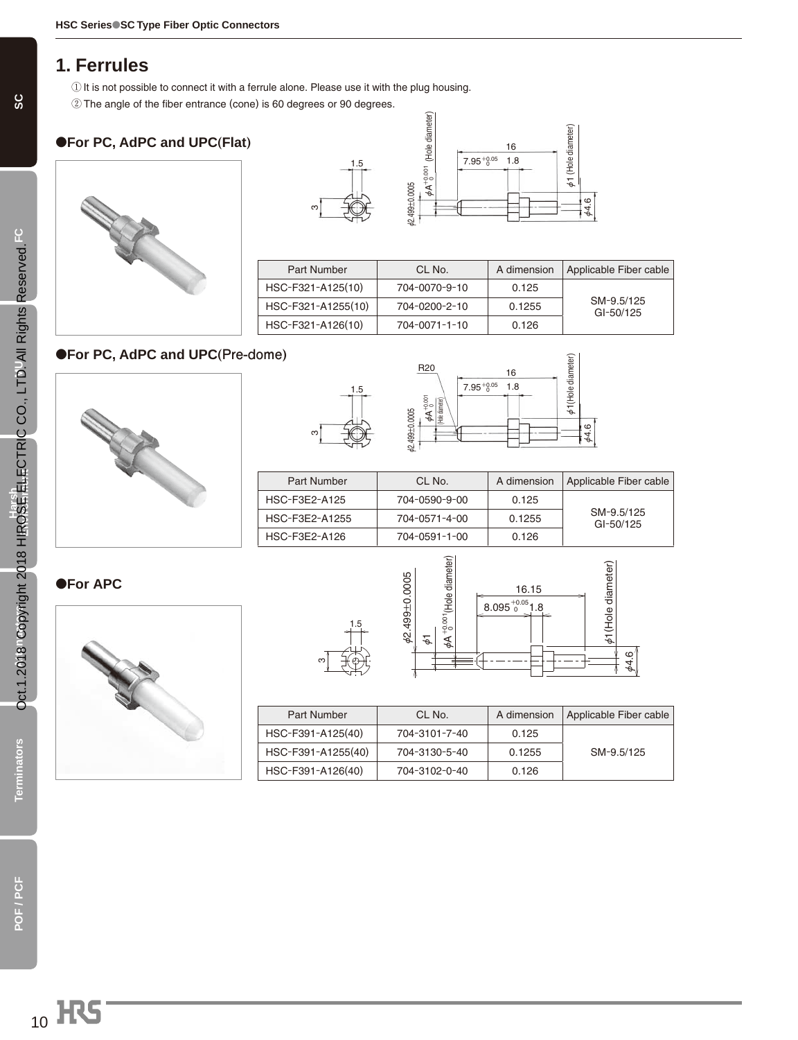## 1. Ferrules

① It is not possible to connect it with a ferrule alone. Please use it with the plug housing.
② The angle of the fiber entrance (cone) is 60 degrees or 90 degrees.

### ●For PC, AdPC and UPC(Flat)

| Part Number | CL No. | A dimension | Applicable Fiber cable |
|---|---|---|---|
| HSC-F321-A125(10) | 704-0070-9-10 | 0.125 | SM-9.5/125 GI-50/125 |
| HSC-F321-A1255(10) | 704-0200-2-10 | 0.1255 | |
| HSC-F321-A126(10) | 704-0071-1-10 | 0.126 | |

### ●For PC, AdPC and UPC(Pre-dome)

| Part Number | CL No. | A dimension | Applicable Fiber cable |
|---|---|---|---|
| HSC-F3E2-A125 | 704-0590-9-00 | 0.125 | SM-9.5/125 GI-50/125 |
| HSC-F3E2-A1255 | 704-0571-4-00 | 0.1255 | |
| HSC-F3E2-A126 | 704-0591-1-00 | 0.126 | |

### ●For APC

| Part Number | CL No. | A dimension | Applicable Fiber cable |
|---|---|---|---|
| HSC-F391-A125(40) | 704-3101-7-40 | 0.125 | SM-9.5/125 |
| HSC-F391-A1255(40) | 704-3130-5-40 | 0.1255 | |
| HSC-F391-A126(40) | 704-3102-0-40 | 0.126 | |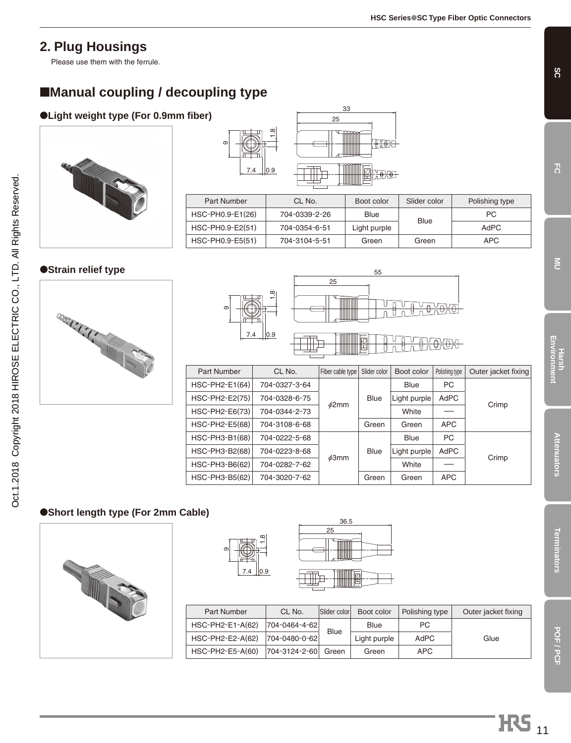## 2. Plug Housings

Please use them with the ferrule.

## ■Manual coupling / decoupling type

### ●Light weight type (For 0.9mm fiber)

| Part Number | CL No. | Boot color | Slider color | Polishing type |
|---|---|---|---|---|
| HSC-PH0.9-E1(26) | 704-0339-2-26 | Blue | Blue | PC |
| HSC-PH0.9-E2(51) | 704-0354-6-51 | Light purple | | AdPC |
| HSC-PH0.9-E5(51) | 704-3104-5-51 | Green | Green | APC |

### ●Strain relief type

| Part Number | CL No. | Fiber cable type | Slider color | Boot color | Polishing type | Outer jacket fixing |
|---|---|---|---|---|---|---|
| HSC-PH2-E1(64) | 704-0327-3-64 | $\phi$2mm | Blue | Blue | PC | Crimp |
| HSC-PH2-E2(75) | 704-0328-6-75 | | | Light purple | AdPC | |
| HSC-PH2-E6(73) | 704-0344-2-73 | | | White | — | |
| HSC-PH2-E5(68) | 704-3108-6-68 | | Green | Green | APC | |
| HSC-PH3-B1(68) | 704-0222-5-68 | $\phi$3mm | Blue | Blue | PC | Crimp |
| HSC-PH3-B2(68) | 704-0223-8-68 | | | Light purple | AdPC | |
| HSC-PH3-B6(62) | 704-0282-7-62 | | | White | — | |
| HSC-PH3-B5(62) | 704-3020-7-62 | | Green | Green | APC | |

### ●Short length type (For 2mm Cable)

| Part Number | CL No. | Slider color | Boot color | Polishing type | Outer jacket fixing |
|---|---|---|---|---|---|
| HSC-PH2-E1-A(62) | 704-0464-4-62 | Blue | Blue | PC | Glue |
| HSC-PH2-E2-A(62) | 704-0480-0-62 | | Light purple | AdPC | |
| HSC-PH2-E5-A(60) | 704-3124-2-60 | Green | Green | APC | |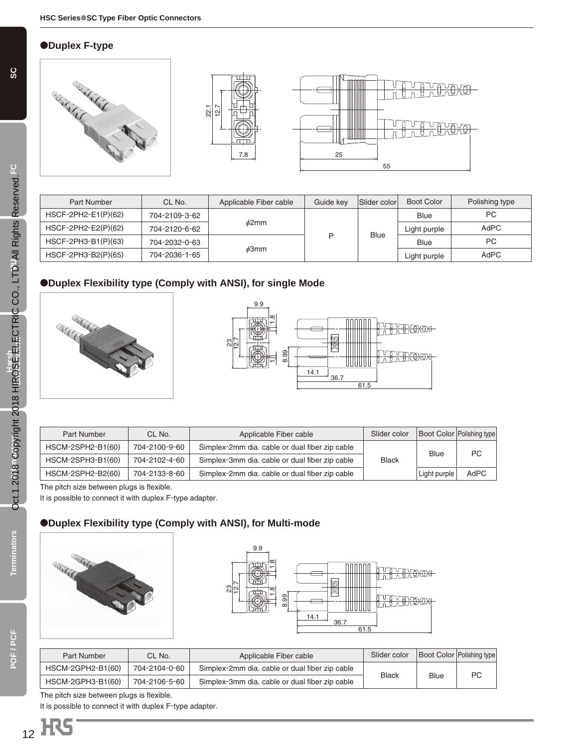## ●Duplex F-type

| Part Number | CL No. | Applicable Fiber cable | Guide key | Slider color | Boot Color | Polishing type |
|---|---|---|---|---|---|---|
| HSCF-2PH2-E1(P)(62) | 704-2109-3-62 | ϕ2mm | P | Blue | Blue | PC |
| HSCF-2PH2-E2(P)(62) | 704-2120-6-62 | | | | Light purple | AdPC |
| HSCF-2PH3-B1(P)(63) | 704-2032-0-63 | ϕ3mm | | | Blue | PC |
| HSCF-2PH3-B2(P)(65) | 704-2036-1-65 | | | | Light purple | AdPC |

## ●Duplex Flexibility type (Comply with ANSI), for single Mode

| Part Number | CL No. | Applicable Fiber cable | Slider color | Boot Color | Polishing type |
|---|---|---|---|---|---|
| HSCM-2SPH2-B1(60) | 704-2100-9-60 | Simplex-2mm dia. cable or dual fiber zip cable | Black | Blue | PC |
| HSCM-2SPH3-B1(60) | 704-2102-4-60 | Simplex-3mm dia. cable or dual fiber zip cable | | | |
| HSCM-2SPH2-B2(60) | 704-2133-8-60 | Simplex-2mm dia. cable or dual fiber zip cable | | Light purple | AdPC |

The pitch size between plugs is flexible.

It is possible to connect it with duplex F-type adapter.

## ●Duplex Flexibility type (Comply with ANSI), for Multi-mode

| Part Number | CL No. | Applicable Fiber cable | Slider color | Boot Color | Polishing type |
|---|---|---|---|---|---|
| HSCM-2GPH2-B1(60) | 704-2104-0-60 | Simplex-2mm dia. cable or dual fiber zip cable | Black | Blue | PC |
| HSCM-2GPH3-B1(60) | 704-2106-5-60 | Simplex-3mm dia. cable or dual fiber zip cable | | | |

The pitch size between plugs is flexible.

It is possible to connect it with duplex F-type adapter.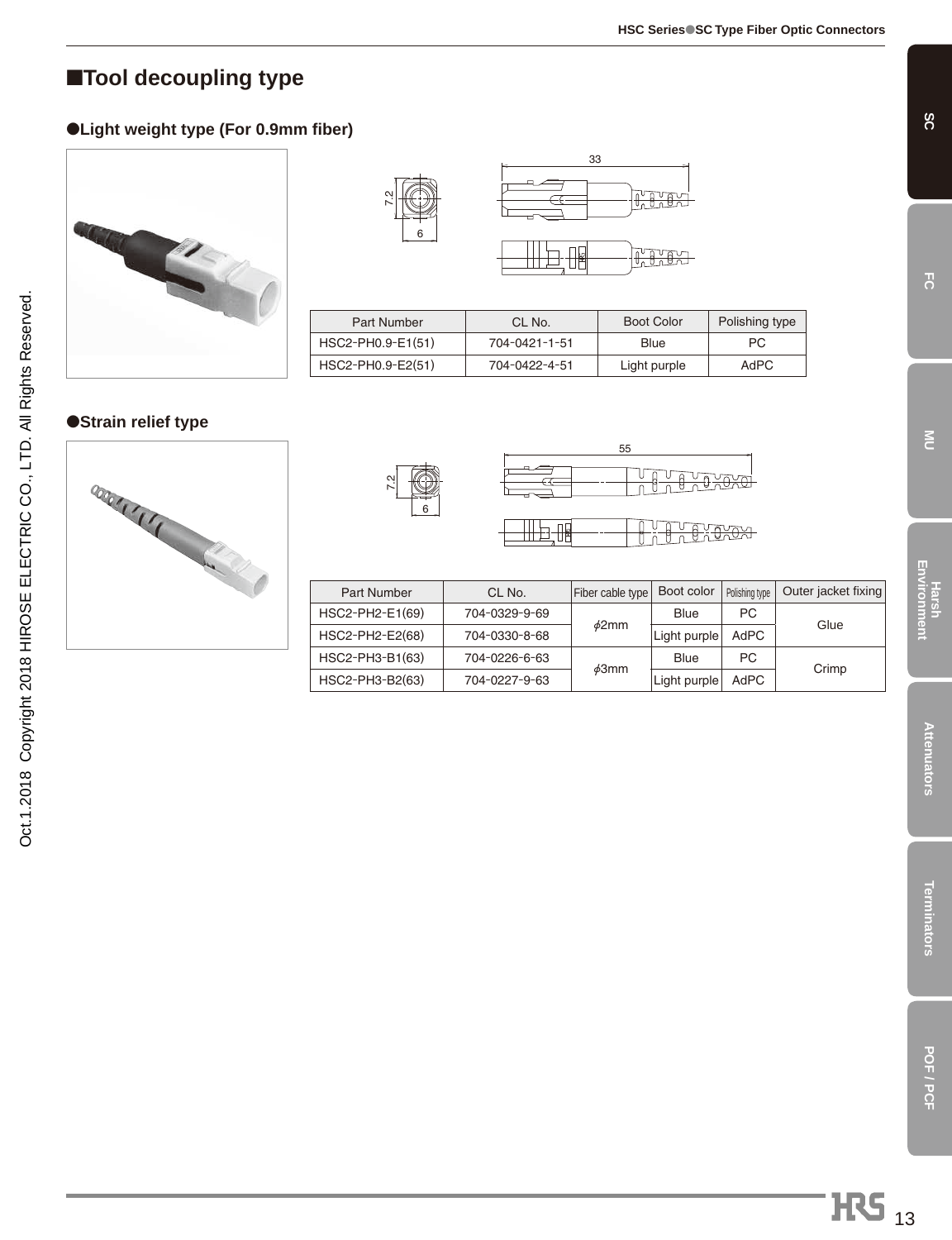## ■Tool decoupling type

### ●Light weight type (For 0.9mm fiber)

| Part Number | CL No. | Boot Color | Polishing type |
|---|---|---|---|
| HSC2-PH0.9-E1(51) | 704-0421-1-51 | Blue | PC |
| HSC2-PH0.9-E2(51) | 704-0422-4-51 | Light purple | AdPC |

### ●Strain relief type

| Part Number | CL No. | Fiber cable type | Boot color | Polishing type | Outer jacket fixing |
|---|---|---|---|---|---|
| HSC2-PH2-E1(69) | 704-0329-9-69 | $\phi$2mm | Blue | PC | Glue |
| HSC2-PH2-E2(68) | 704-0330-8-68 | | Light purple | AdPC | |
| HSC2-PH3-B1(63) | 704-0226-6-63 | $\phi$3mm | Blue | PC | Crimp |
| HSC2-PH3-B2(63) | 704-0227-9-63 | | Light purple | AdPC | |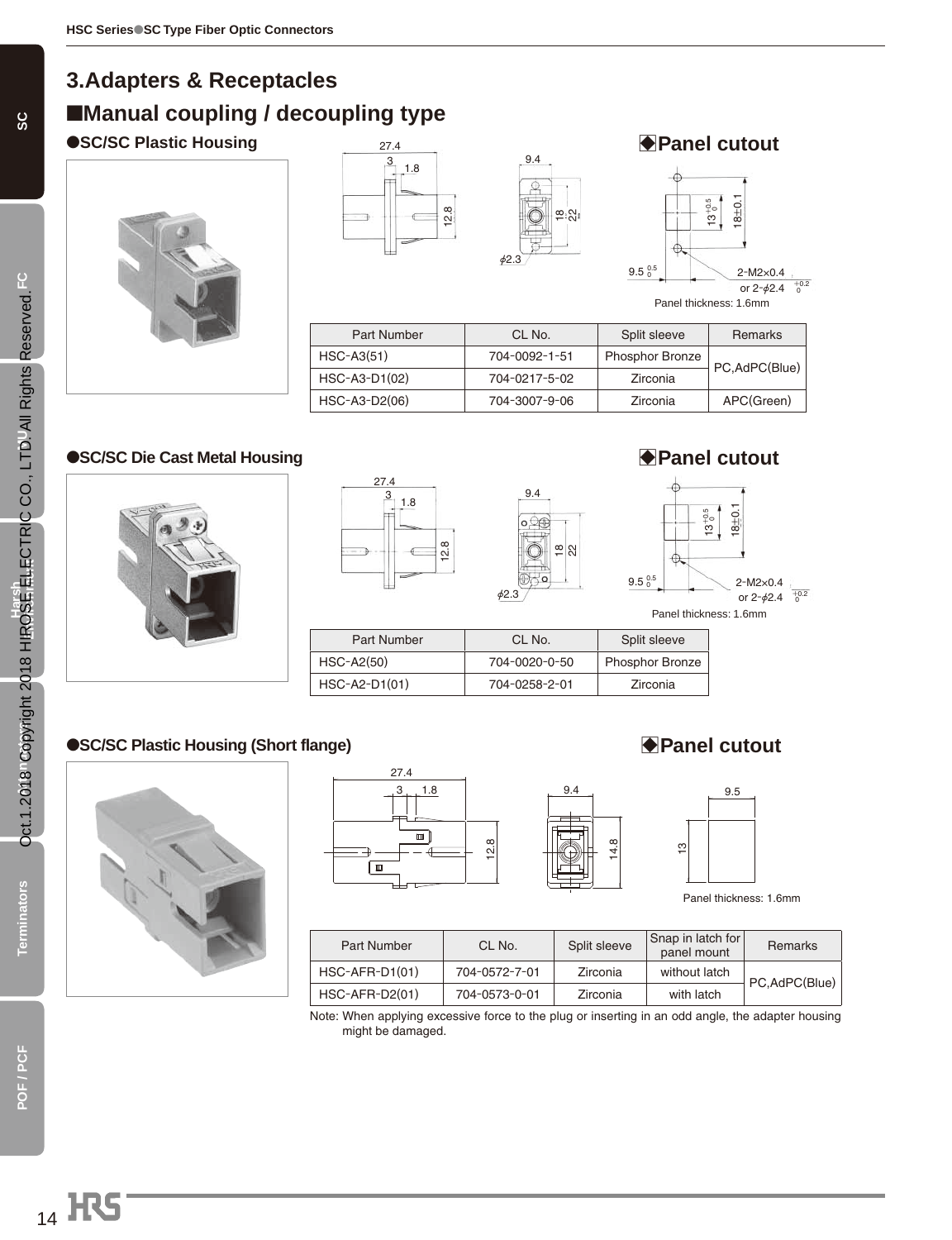## 3.Adapters & Receptacles

## ■Manual coupling / decoupling type

### ●SC/SC Plastic Housing

◆**Panel cutout**

Panel thickness: 1.6mm

| Part Number | CL No. | Split sleeve | Remarks |
|---|---|---|---|
| HSC-A3(51) | 704-0092-1-51 | Phosphor Bronze | PC,AdPC(Blue) |
| HSC-A3-D1(02) | 704-0217-5-02 | Zirconia | PC,AdPC(Blue) |
| HSC-A3-D2(06) | 704-3007-9-06 | Zirconia | APC(Green) |

### ●SC/SC Die Cast Metal Housing

◆**Panel cutout**

Panel thickness: 1.6mm

| Part Number | CL No. | Split sleeve |
|---|---|---|
| HSC-A2(50) | 704-0020-0-50 | Phosphor Bronze |
| HSC-A2-D1(01) | 704-0258-2-01 | Zirconia |

### ●SC/SC Plastic Housing (Short flange)

◆**Panel cutout**

Panel thickness: 1.6mm

| Part Number | CL No. | Split sleeve | Snap in latch for panel mount | Remarks |
|---|---|---|---|---|
| HSC-AFR-D1(01) | 704-0572-7-01 | Zirconia | without latch | PC,AdPC(Blue) |
| HSC-AFR-D2(01) | 704-0573-0-01 | Zirconia | with latch | PC,AdPC(Blue) |

Note: When applying excessive force to the plug or inserting in an odd angle, the adapter housing might be damaged.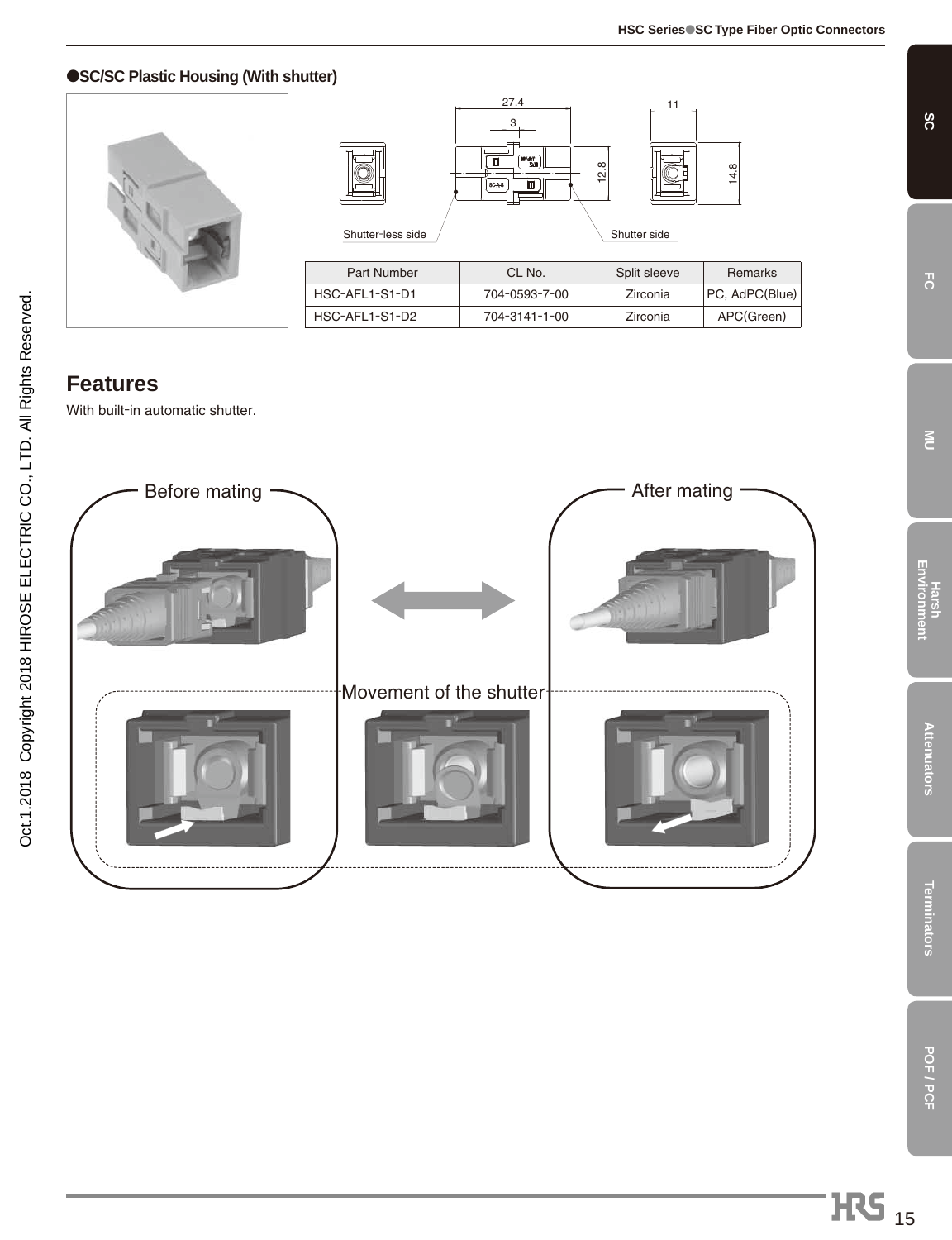●SC/SC Plastic Housing (With shutter)

Shutter-less side

Shutter side

| Part Number | CL No. | Split sleeve | Remarks |
| --- | --- | --- | --- |
| HSC-AFL1-S1-D1 | 704-0593-7-00 | Zirconia | PC, AdPC(Blue) |
| HSC-AFL1-S1-D2 | 704-3141-1-00 | Zirconia | APC(Green) |

## Features

With built-in automatic shutter.

Before mating

After mating

Movement of the shutter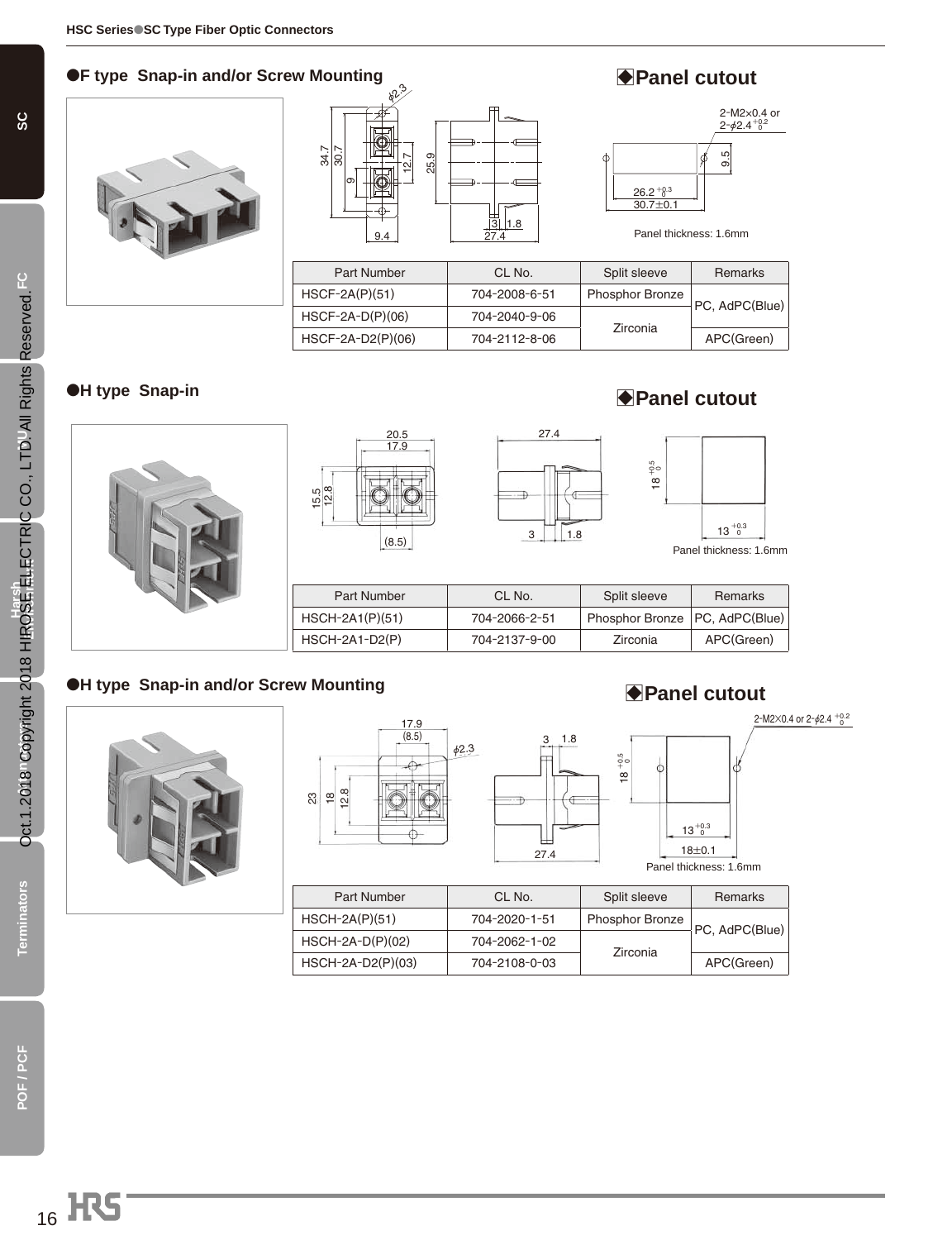## ●F type Snap-in and/or Screw Mounting

### ◆Panel cutout

2-M2×0.4 or 2-$\phi$2.4 $^{+0.2}_{0}$

26.2 $^{+0.3}_{0}$

30.7±0.1

9.5

Panel thickness: 1.6mm

| Part Number | CL No. | Split sleeve | Remarks |
|---|---|---|---|
| HSCF-2A(P)(51) | 704-2008-6-51 | Phosphor Bronze | PC, AdPC(Blue) |
| HSCF-2A-D(P)(06) | 704-2040-9-06 | Zirconia | |
| HSCF-2A-D2(P)(06) | 704-2112-8-06 | | APC(Green) |

## ●H type Snap-in

### ◆Panel cutout

18 $^{+0.5}_{0}$

13 $^{+0.3}_{0}$

Panel thickness: 1.6mm

| Part Number | CL No. | Split sleeve | Remarks |
|---|---|---|---|
| HSCH-2A1(P)(51) | 704-2066-2-51 | Phosphor Bronze | PC, AdPC(Blue) |
| HSCH-2A1-D2(P) | 704-2137-9-00 | Zirconia | APC(Green) |

## ●H type Snap-in and/or Screw Mounting

### ◆Panel cutout

2-M2×0.4 or 2-$\phi$2.4 $^{+0.2}_{0}$

18 $^{+0.5}_{0}$

13 $^{+0.3}_{0}$

18±0.1

Panel thickness: 1.6mm

| Part Number | CL No. | Split sleeve | Remarks |
|---|---|---|---|
| HSCH-2A(P)(51) | 704-2020-1-51 | Phosphor Bronze | PC, AdPC(Blue) |
| HSCH-2A-D(P)(02) | 704-2062-1-02 | Zirconia | |
| HSCH-2A-D2(P)(03) | 704-2108-0-03 | | APC(Green) |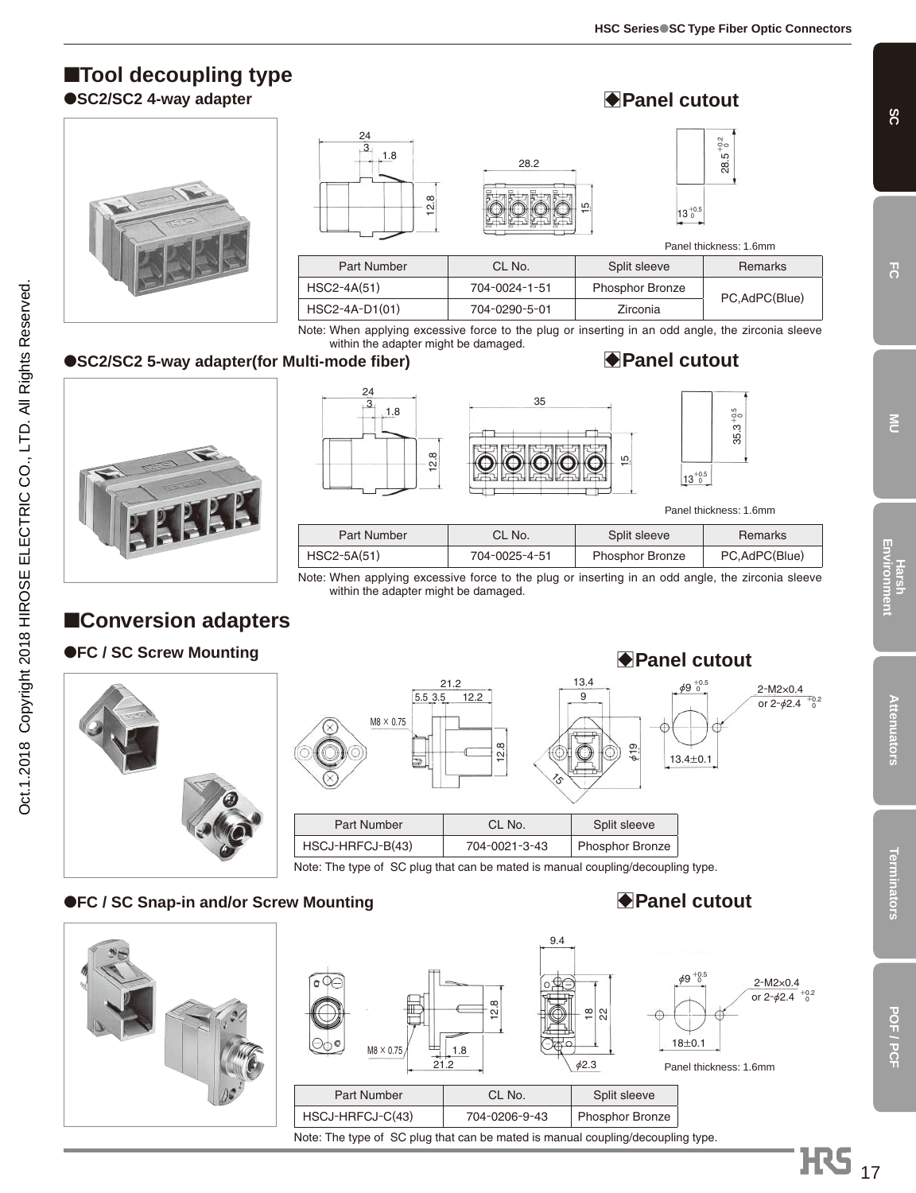## ■Tool decoupling type

### ●SC2/SC2 4-way adapter

◆**Panel cutout**

Panel thickness: 1.6mm

| Part Number | CL No. | Split sleeve | Remarks |
|---|---|---|---|
| HSC2-4A(51) | 704-0024-1-51 | Phosphor Bronze | PC,AdPC(Blue) |
| HSC2-4A-D1(01) | 704-0290-5-01 | Zirconia | |

Note: When applying excessive force to the plug or inserting in an odd angle, the zirconia sleeve within the adapter might be damaged.

### ●SC2/SC2 5-way adapter(for Multi-mode fiber)

◆**Panel cutout**

Panel thickness: 1.6mm

| Part Number | CL No. | Split sleeve | Remarks |
|---|---|---|---|
| HSC2-5A(51) | 704-0025-4-51 | Phosphor Bronze | PC,AdPC(Blue) |

Note: When applying excessive force to the plug or inserting in an odd angle, the zirconia sleeve within the adapter might be damaged.

## ■Conversion adapters

### ●FC / SC Screw Mounting

◆**Panel cutout**

| Part Number | CL No. | Split sleeve |
|---|---|---|
| HSCJ-HRFCJ-B(43) | 704-0021-3-43 | Phosphor Bronze |

Note: The type of SC plug that can be mated is manual coupling/decoupling type.

### ●FC / SC Snap-in and/or Screw Mounting

◆**Panel cutout**

Panel thickness: 1.6mm

| Part Number | CL No. | Split sleeve |
|---|---|---|
| HSCJ-HRFCJ-C(43) | 704-0206-9-43 | Phosphor Bronze |

Note: The type of SC plug that can be mated is manual coupling/decoupling type.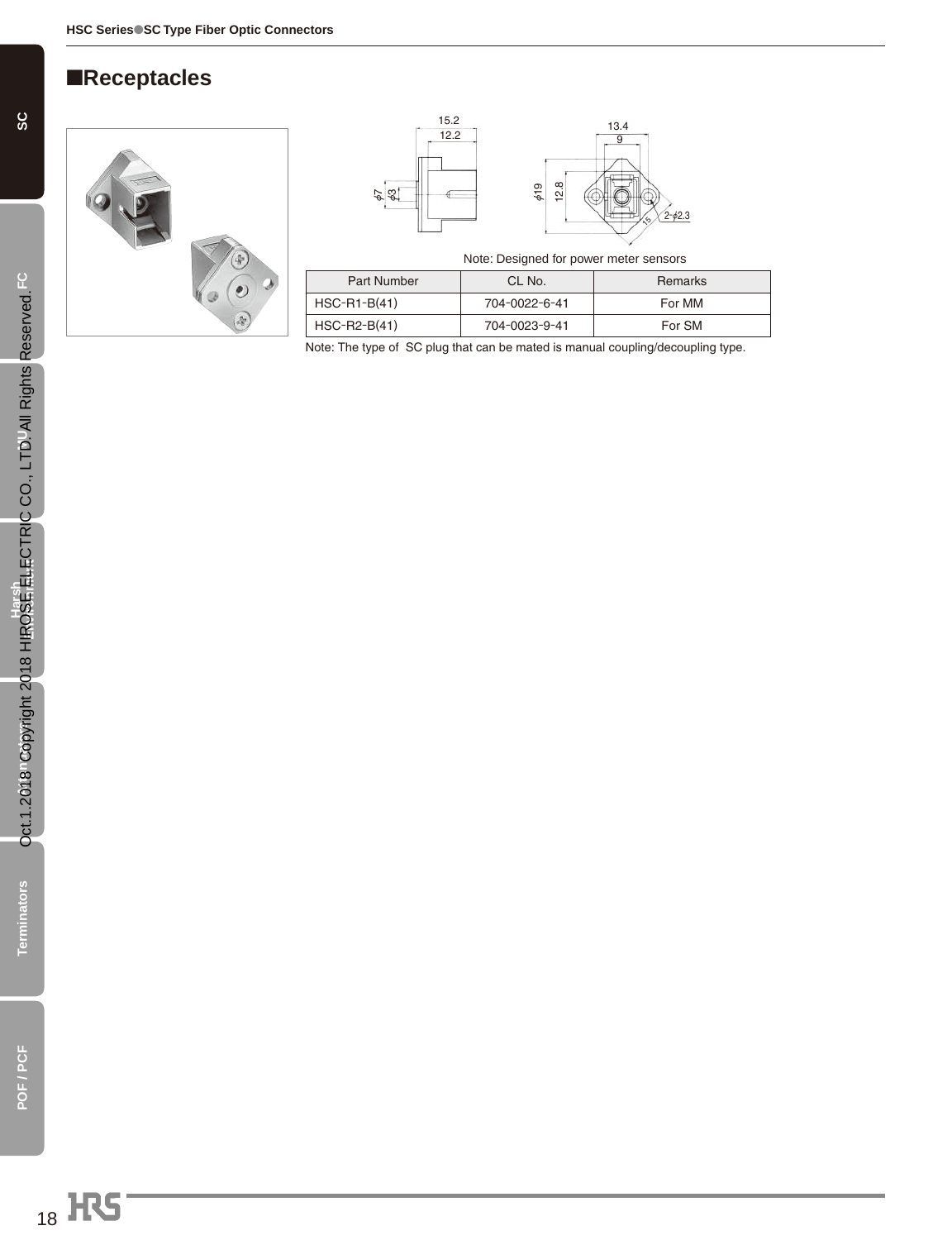## ■Receptacles

Note: Designed for power meter sensors

| Part Number | CL No. | Remarks |
|---|---|---|
| HSC-R1-B(41) | 704-0022-6-41 | For MM |
| HSC-R2-B(41) | 704-0023-9-41 | For SM |

Note: The type of SC plug that can be mated is manual coupling/decoupling type.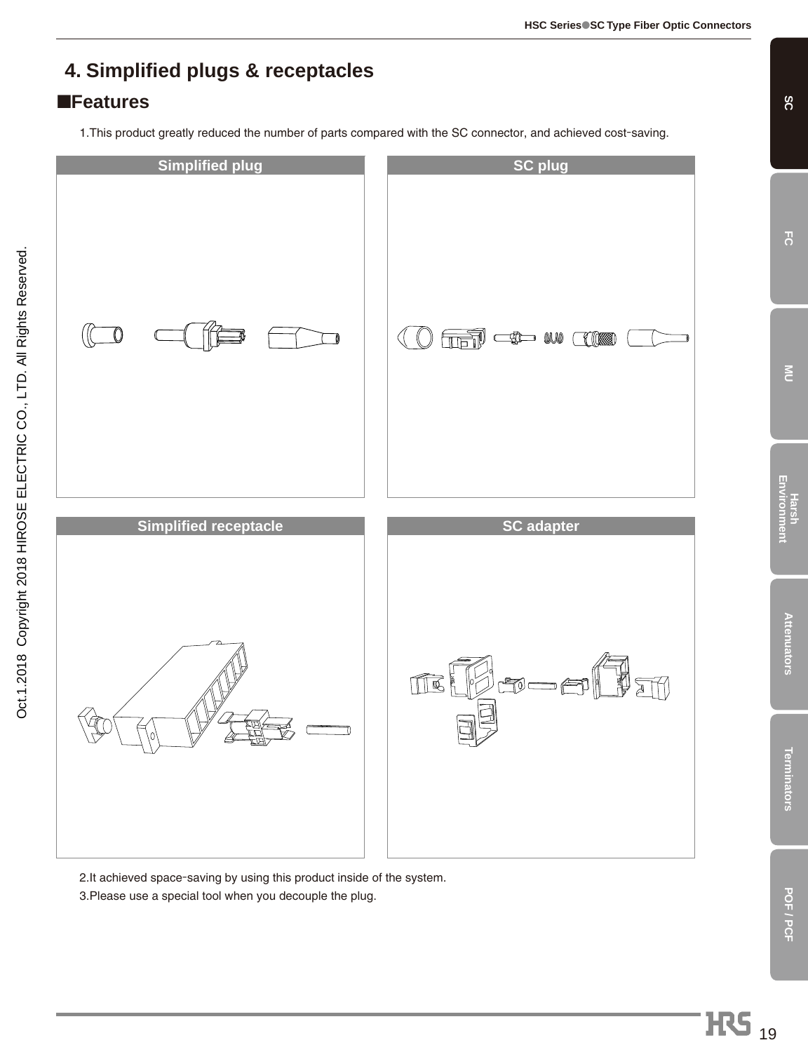## 4. Simplified plugs & receptacles

### ■Features

1.This product greatly reduced the number of parts compared with the SC connector, and achieved cost-saving.

| Simplified plug | SC plug |
|---|---|

| Simplified receptacle | SC adapter |
|---|---|

2.It achieved space-saving by using this product inside of the system.

3.Please use a special tool when you decouple the plug.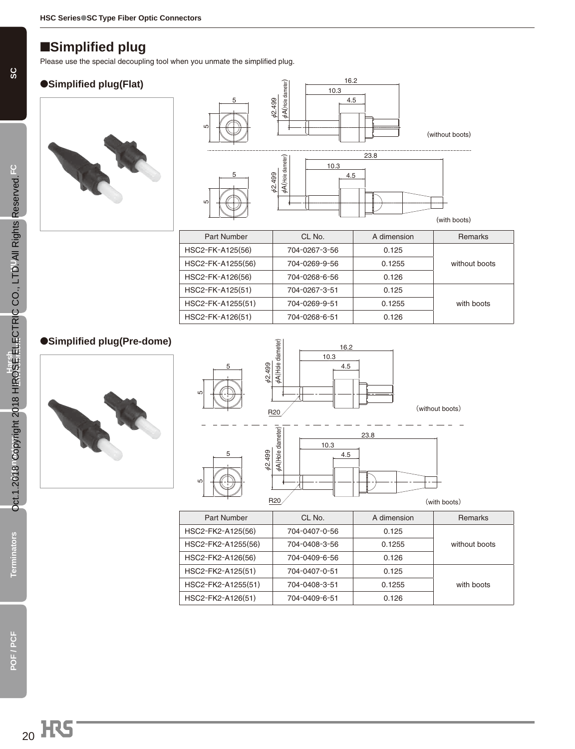## ■Simplified plug

Please use the special decoupling tool when you unmate the simplified plug.

### ●Simplified plug(Flat)

| Part Number | CL No. | A dimension | Remarks |
|---|---|---|---|
| HSC2-FK-A125(56) | 704-0267-3-56 | 0.125 | without boots |
| HSC2-FK-A1255(56) | 704-0269-9-56 | 0.1255 | |
| HSC2-FK-A126(56) | 704-0268-6-56 | 0.126 | |
| HSC2-FK-A125(51) | 704-0267-3-51 | 0.125 | with boots |
| HSC2-FK-A1255(51) | 704-0269-9-51 | 0.1255 | |
| HSC2-FK-A126(51) | 704-0268-6-51 | 0.126 | |

### ●Simplified plug(Pre-dome)

| Part Number | CL No. | A dimension | Remarks |
|---|---|---|---|
| HSC2-FK2-A125(56) | 704-0407-0-56 | 0.125 | without boots |
| HSC2-FK2-A1255(56) | 704-0408-3-56 | 0.1255 | |
| HSC2-FK2-A126(56) | 704-0409-6-56 | 0.126 | |
| HSC2-FK2-A125(51) | 704-0407-0-51 | 0.125 | with boots |
| HSC2-FK2-A1255(51) | 704-0408-3-51 | 0.1255 | |
| HSC2-FK2-A126(51) | 704-0409-6-51 | 0.126 | |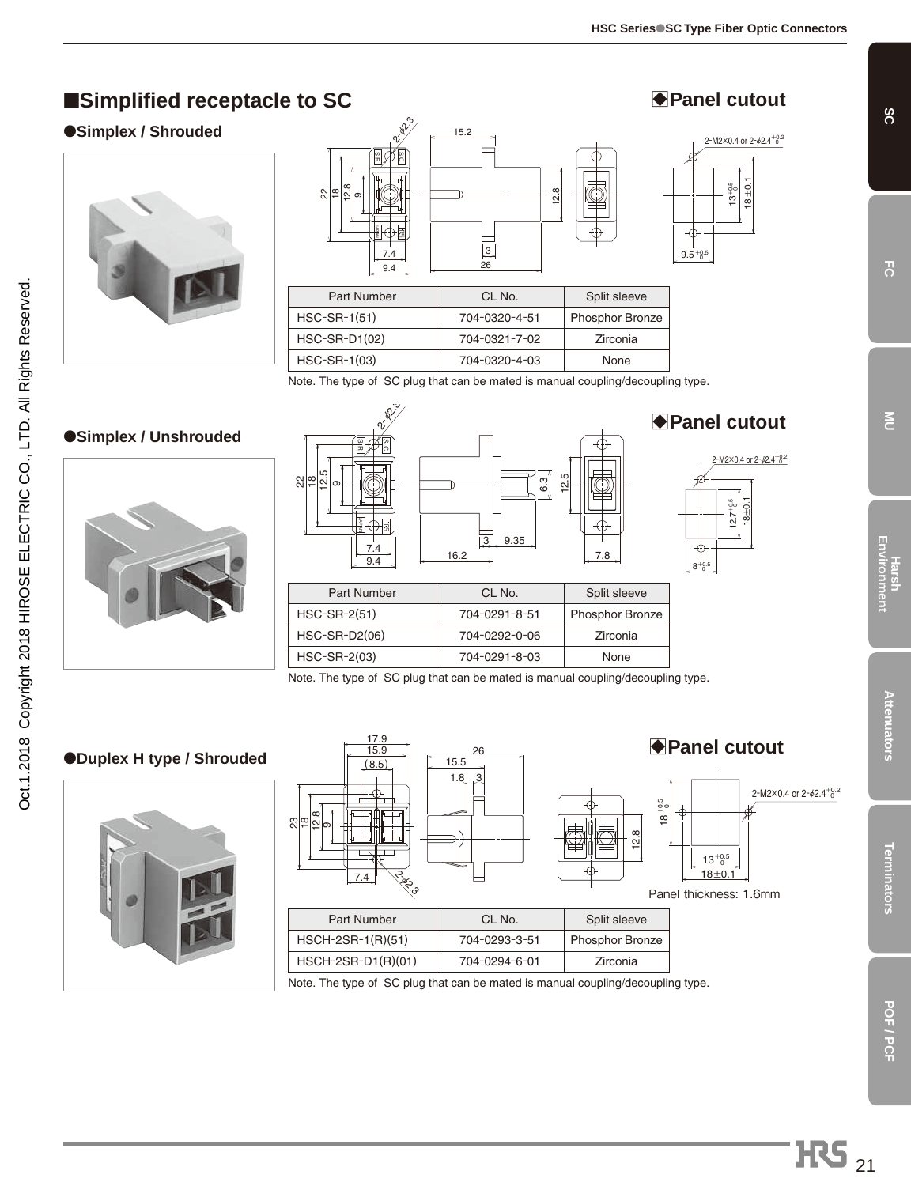## ■Simplified receptacle to SC

### ●Simplex / Shrouded

#### ◆Panel cutout

| Part Number | CL No. | Split sleeve |
| --- | --- | --- |
| HSC-SR-1(51) | 704-0320-4-51 | Phosphor Bronze |
| HSC-SR-D1(02) | 704-0321-7-02 | Zirconia |
| HSC-SR-1(03) | 704-0320-4-03 | None |

Note. The type of SC plug that can be mated is manual coupling/decoupling type.

### ●Simplex / Unshrouded

#### ◆Panel cutout

| Part Number | CL No. | Split sleeve |
| --- | --- | --- |
| HSC-SR-2(51) | 704-0291-8-51 | Phosphor Bronze |
| HSC-SR-D2(06) | 704-0292-0-06 | Zirconia |
| HSC-SR-2(03) | 704-0291-8-03 | None |

Note. The type of SC plug that can be mated is manual coupling/decoupling type.

### ●Duplex H type / Shrouded

#### ◆Panel cutout

Panel thickness: 1.6mm

| Part Number | CL No. | Split sleeve |
| --- | --- | --- |
| HSCH-2SR-1(R)(51) | 704-0293-3-51 | Phosphor Bronze |
| HSCH-2SR-D1(R)(01) | 704-0294-6-01 | Zirconia |

Note. The type of SC plug that can be mated is manual coupling/decoupling type.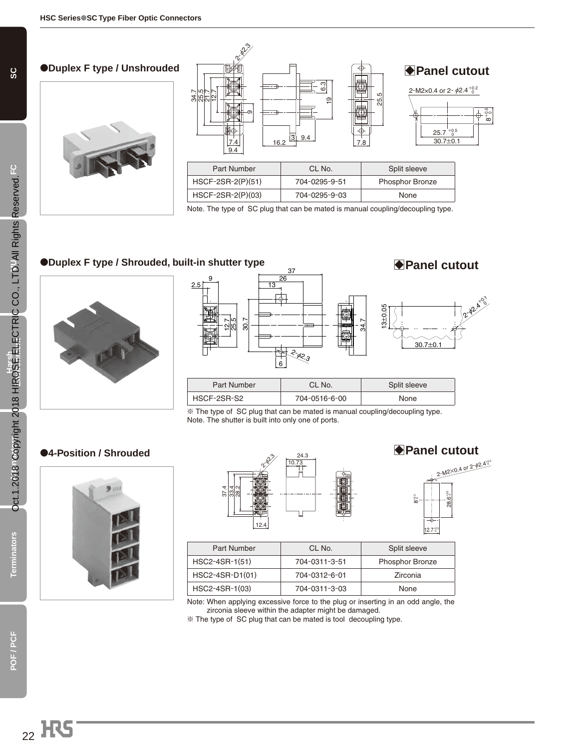## ●Duplex F type / Unshrouded

### ◆Panel cutout

2-M2×0.4 or 2-$\phi 2.4^{+0.2}_{0}$

| Part Number | CL No. | Split sleeve |
|---|---|---|
| HSCF-2SR-2(P)(51) | 704-0295-9-51 | Phosphor Bronze |
| HSCF-2SR-2(P)(03) | 704-0295-9-03 | None |

Note. The type of SC plug that can be mated is manual coupling/decoupling type.

## ●Duplex F type / Shrouded, built-in shutter type

### ◆Panel cutout

| Part Number | CL No. | Split sleeve |
|---|---|---|
| HSCF-2SR-S2 | 704-0516-6-00 | None |

※ The type of SC plug that can be mated is manual coupling/decoupling type.
Note. The shutter is built into only one of ports.

## ●4-Position / Shrouded

### ◆Panel cutout

2-M2×0.4 or 2-$\phi 2.4^{+0.2}_{0}$

| Part Number | CL No. | Split sleeve |
|---|---|---|
| HSC2-4SR-1(51) | 704-0311-3-51 | Phosphor Bronze |
| HSC2-4SR-D1(01) | 704-0312-6-01 | Zirconia |
| HSC2-4SR-1(03) | 704-0311-3-03 | None |

Note: When applying excessive force to the plug or inserting in an odd angle, the zirconia sleeve within the adapter might be damaged.
※ The type of SC plug that can be mated is tool decoupling type.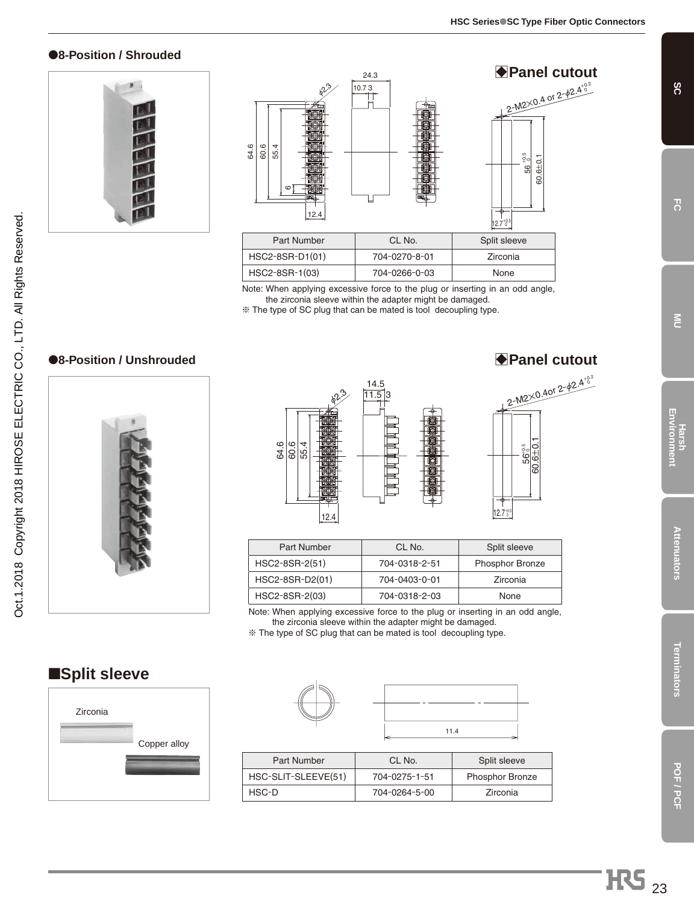## ●8-Position / Shrouded

### ◆Panel cutout

| Part Number | CL No. | Split sleeve |
| --- | --- | --- |
| HSC2-8SR-D1(01) | 704-0270-8-01 | Zirconia |
| HSC2-8SR-1(03) | 704-0266-0-03 | None |

Note: When applying excessive force to the plug or inserting in an odd angle, the zirconia sleeve within the adapter might be damaged.

※ The type of SC plug that can be mated is tool decoupling type.

## ●8-Position / Unshrouded

### ◆Panel cutout

| Part Number | CL No. | Split sleeve |
| --- | --- | --- |
| HSC2-8SR-2(51) | 704-0318-2-51 | Phosphor Bronze |
| HSC2-8SR-D2(01) | 704-0403-0-01 | Zirconia |
| HSC2-8SR-2(03) | 704-0318-2-03 | None |

Note: When applying excessive force to the plug or inserting in an odd angle, the zirconia sleeve within the adapter might be damaged.

※ The type of SC plug that can be mated is tool decoupling type.

## ■Split sleeve

Zirconia

Copper alloy

| Part Number | CL No. | Split sleeve |
| --- | --- | --- |
| HSC-SLIT-SLEEVE(51) | 704-0275-1-51 | Phosphor Bronze |
| HSC-D | 704-0264-5-00 | Zirconia |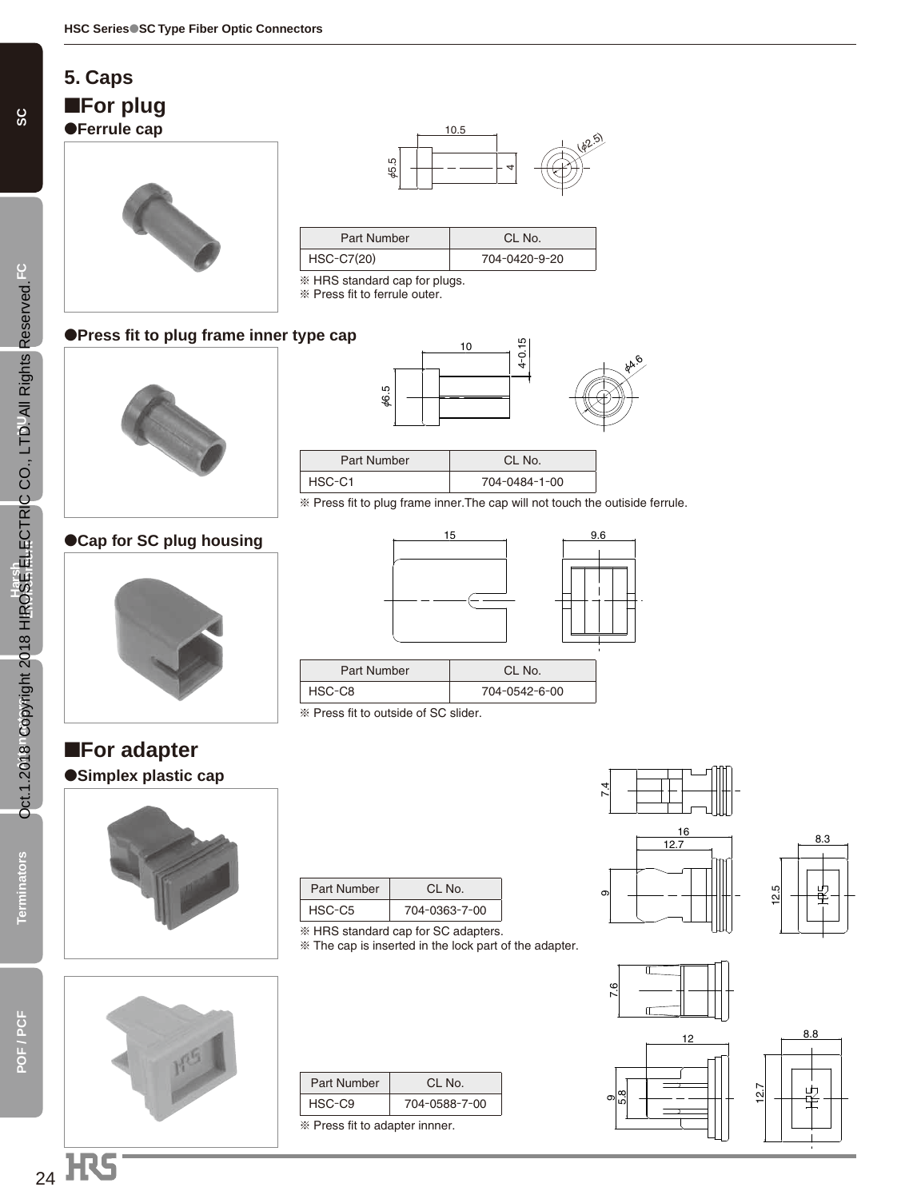# 5. Caps

## ■For plug

### ●Ferrule cap

| Part Number | CL No. |
|---|---|
| HSC-C7(20) | 704-0420-9-20 |

※ HRS standard cap for plugs.
※ Press fit to ferrule outer.

### ●Press fit to plug frame inner type cap

| Part Number | CL No. |
|---|---|
| HSC-C1 | 704-0484-1-00 |

※ Press fit to plug frame inner.The cap will not touch the outiside ferrule.

### ●Cap for SC plug housing

| Part Number | CL No. |
|---|---|
| HSC-C8 | 704-0542-6-00 |

※ Press fit to outside of SC slider.

## ■For adapter

### ●Simplex plastic cap

| Part Number | CL No. |
|---|---|
| HSC-C5 | 704-0363-7-00 |

※ HRS standard cap for SC adapters.
※ The cap is inserted in the lock part of the adapter.

| Part Number | CL No. |
|---|---|
| HSC-C9 | 704-0588-7-00 |

※ Press fit to adapter innner.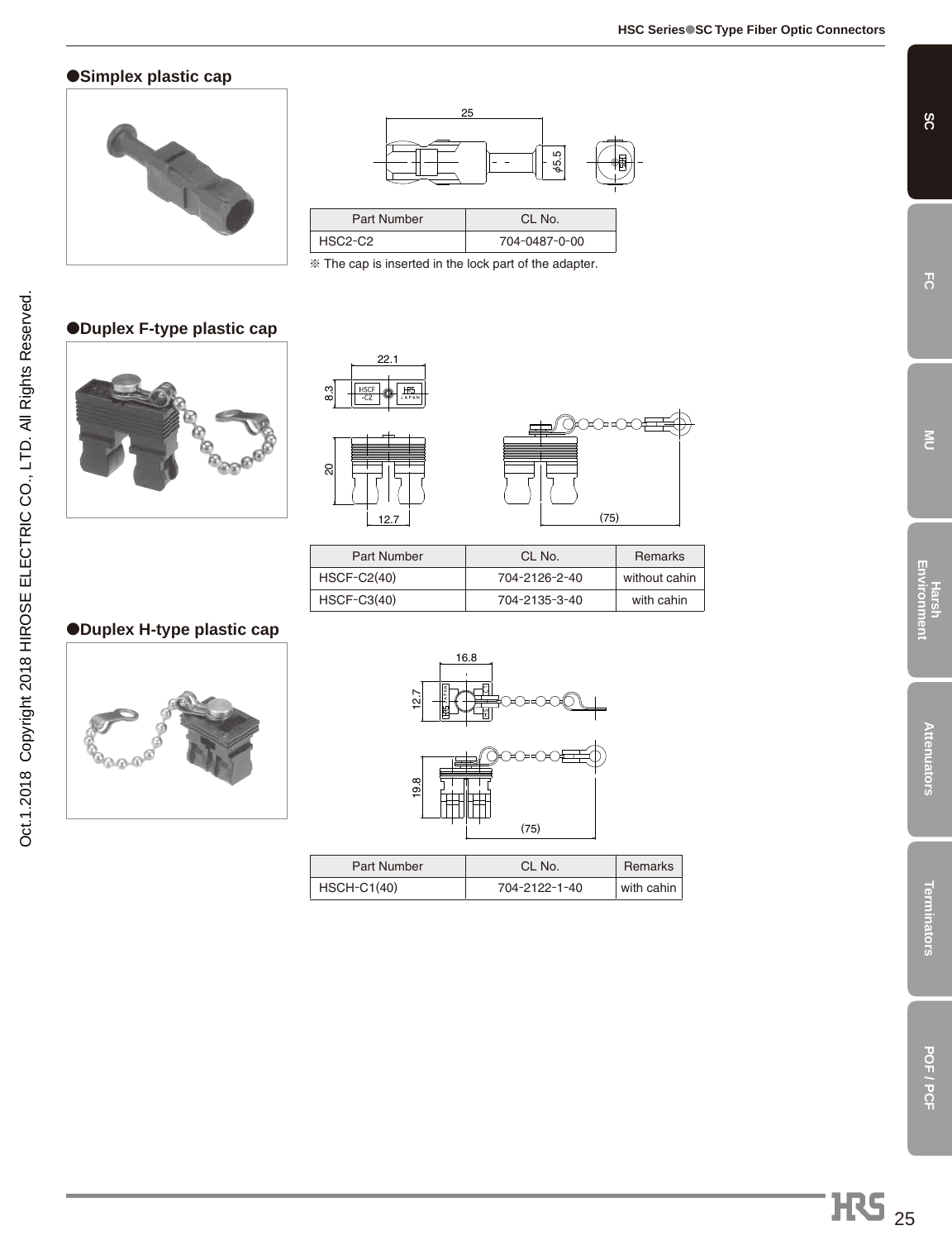## ●Simplex plastic cap

| Part Number | CL No. |
| --- | --- |
| HSC2-C2 | 704-0487-0-00 |

※ The cap is inserted in the lock part of the adapter.

## ●Duplex F-type plastic cap

| Part Number | CL No. | Remarks |
| --- | --- | --- |
| HSCF-C2(40) | 704-2126-2-40 | without cahin |
| HSCF-C3(40) | 704-2135-3-40 | with cahin |

## ●Duplex H-type plastic cap

| Part Number | CL No. | Remarks |
| --- | --- | --- |
| HSCH-C1(40) | 704-2122-1-40 | with cahin |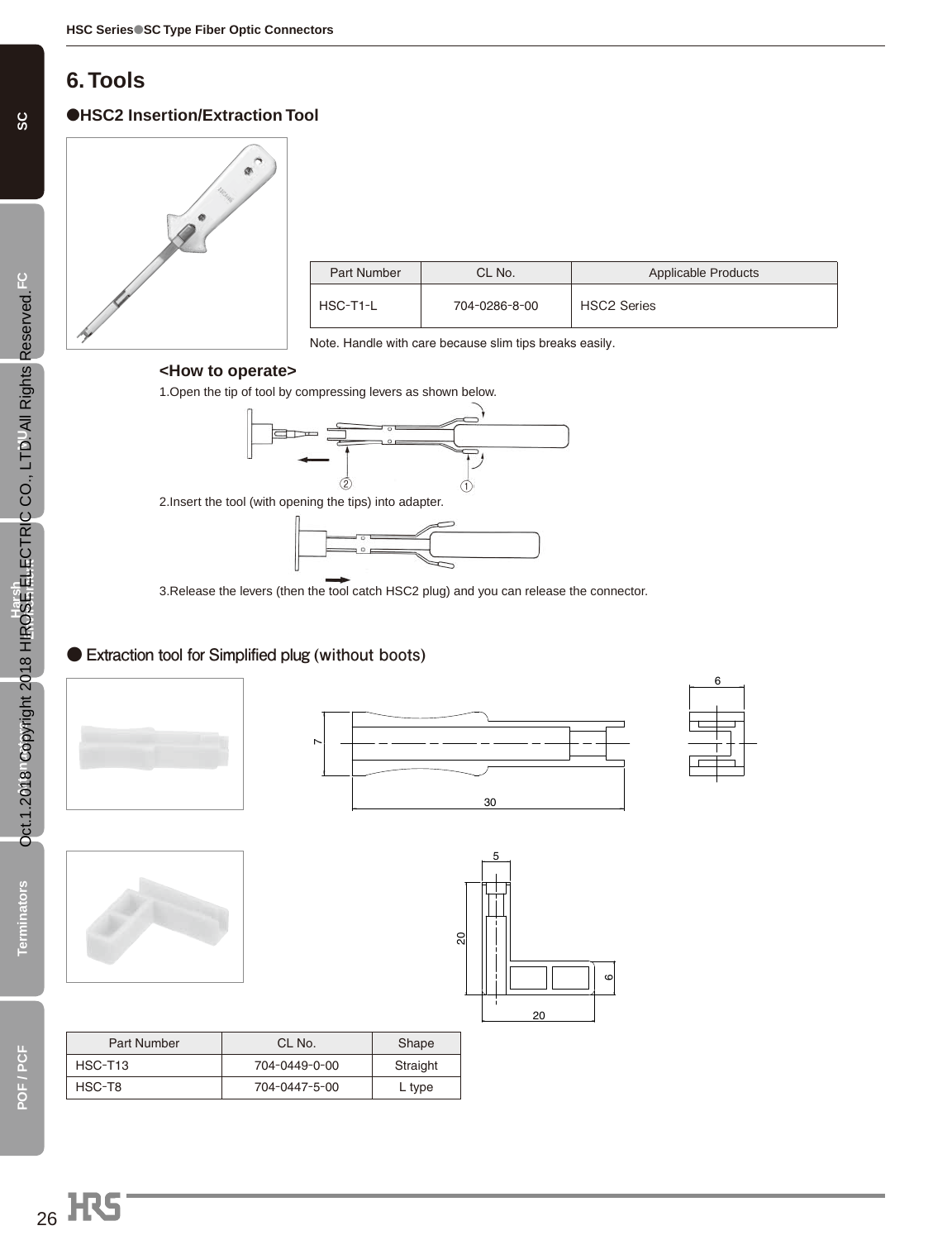# 6. Tools

## ●HSC2 Insertion/Extraction Tool

| Part Number | CL No. | Applicable Products |
|---|---|---|
| HSC-T1-L | 704-0286-8-00 | HSC2 Series |

Note. Handle with care because slim tips breaks easily.

### <How to operate>

1.Open the tip of tool by compressing levers as shown below.

2.Insert the tool (with opening the tips) into adapter.

3.Release the levers (then the tool catch HSC2 plug) and you can release the connector.

## ● Extraction tool for Simplified plug (without boots)

| Part Number | CL No. | Shape |
|---|---|---|
| HSC-T13 | 704-0449-0-00 | Straight |
| HSC-T8 | 704-0447-5-00 | L type |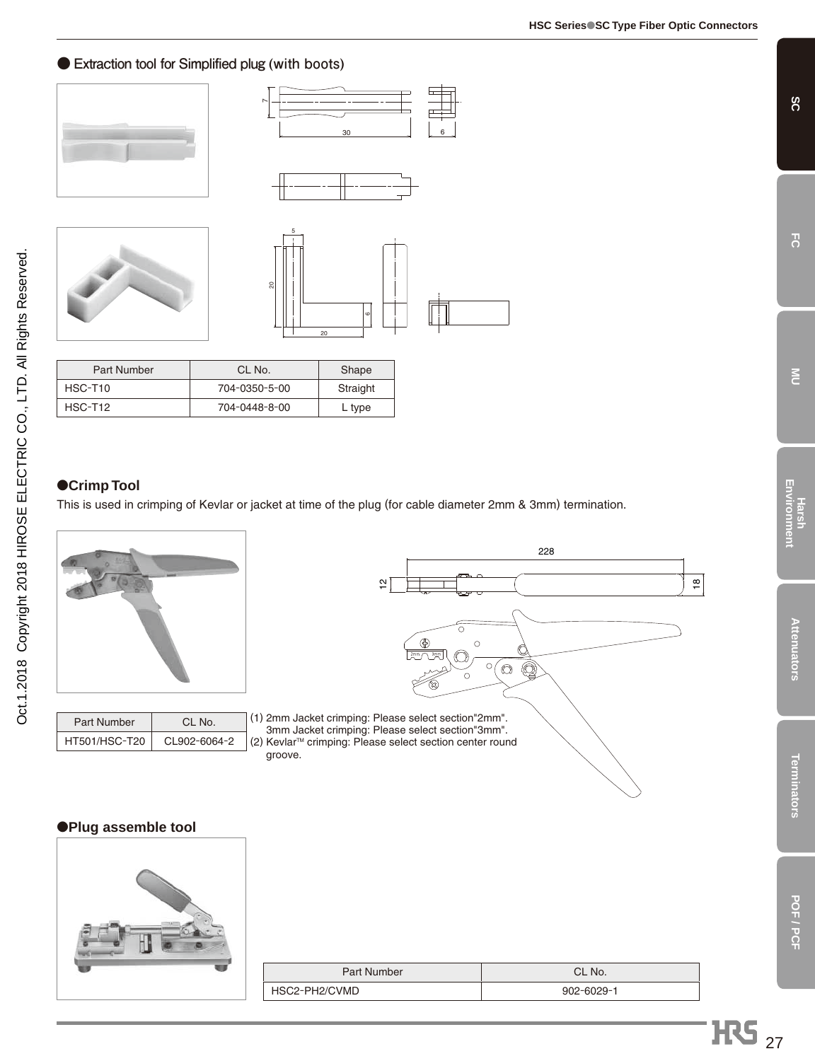## ● Extraction tool for Simplified plug (with boots)

7

30

6

5

20

6

20

| Part Number | CL No. | Shape |
|---|---|---|
| HSC-T10 | 704-0350-5-00 | Straight |
| HSC-T12 | 704-0448-8-00 | L type |

## ●Crimp Tool

This is used in crimping of Kevlar or jacket at time of the plug (for cable diameter 2mm & 3mm) termination.

228

12

18

| Part Number | CL No. |
|---|---|
| HT501/HSC-T20 | CL902-6064-2 |

(1) 2mm Jacket crimping: Please select section"2mm".
 3mm Jacket crimping: Please select section"3mm".
(2) Kevlar™ crimping: Please select section center round groove.

## ●Plug assemble tool

| Part Number | CL No. |
|---|---|
| HSC2-PH2/CVMD | 902-6029-1 |